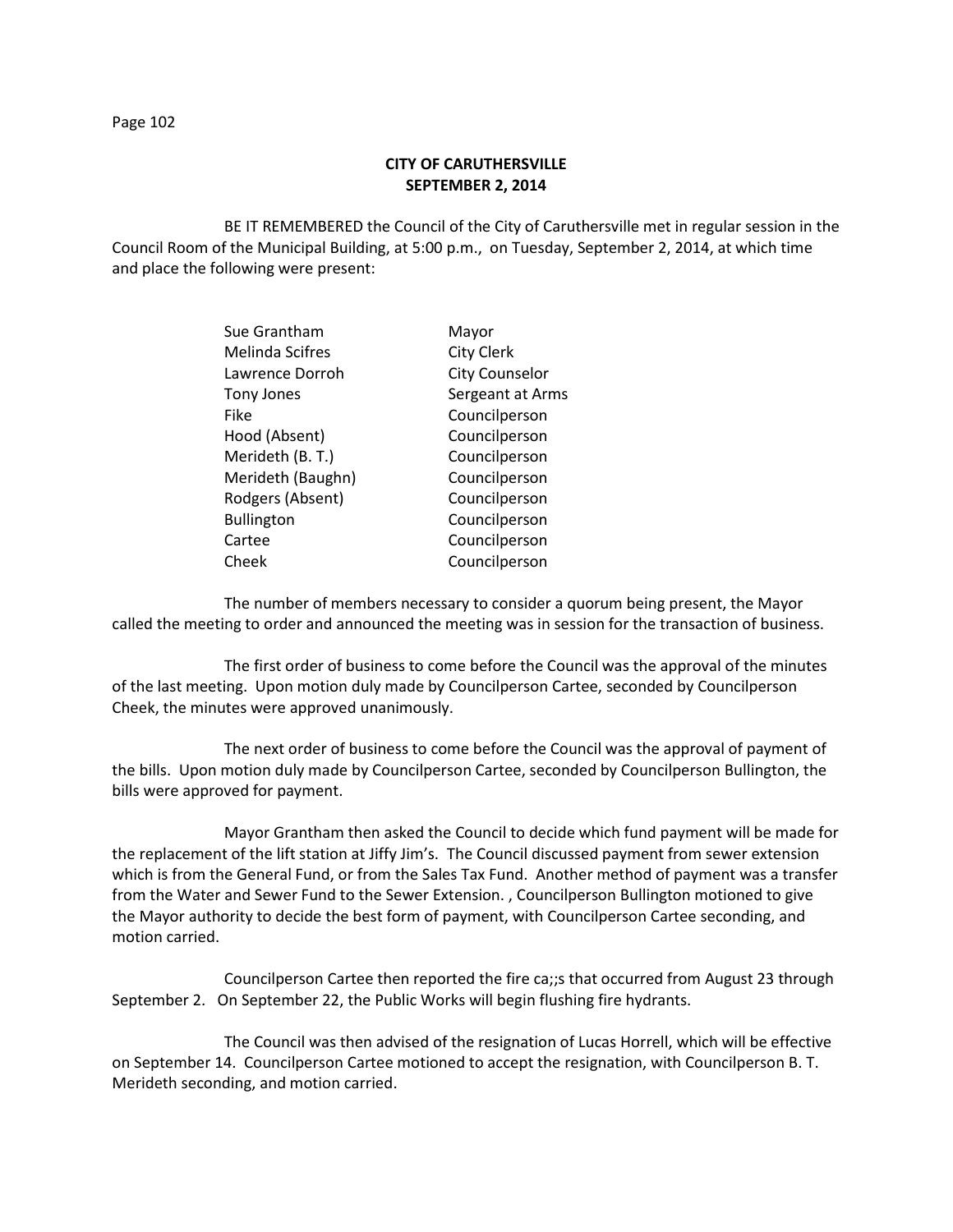## CITY OF CARUTHERSVILLE
## SEPTEMBER 2, 2014

BE IT REMEMBERED the Council of the City of Caruthersville met in regular session in the Council Room of the Municipal Building, at 5:00 p.m., on Tuesday, September 2, 2014, at which time and place the following were present:

| | |
|---|---|
| Sue Grantham | Mayor |
| Melinda Scifres | City Clerk |
| Lawrence Dorroh | City Counselor |
| Tony Jones | Sergeant at Arms |
| Fike | Councilperson |
| Hood (Absent) | Councilperson |
| Merideth (B. T.) | Councilperson |
| Merideth (Baughn) | Councilperson |
| Rodgers (Absent) | Councilperson |
| Bullington | Councilperson |
| Cartee | Councilperson |
| Cheek | Councilperson |

The number of members necessary to consider a quorum being present, the Mayor called the meeting to order and announced the meeting was in session for the transaction of business.

The first order of business to come before the Council was the approval of the minutes of the last meeting. Upon motion duly made by Councilperson Cartee, seconded by Councilperson Cheek, the minutes were approved unanimously.

The next order of business to come before the Council was the approval of payment of the bills. Upon motion duly made by Councilperson Cartee, seconded by Councilperson Bullington, the bills were approved for payment.

Mayor Grantham then asked the Council to decide which fund payment will be made for the replacement of the lift station at Jiffy Jim's. The Council discussed payment from sewer extension which is from the General Fund, or from the Sales Tax Fund. Another method of payment was a transfer from the Water and Sewer Fund to the Sewer Extension. , Councilperson Bullington motioned to give the Mayor authority to decide the best form of payment, with Councilperson Cartee seconding, and motion carried.

Councilperson Cartee then reported the fire ca;;s that occurred from August 23 through September 2. On September 22, the Public Works will begin flushing fire hydrants.

The Council was then advised of the resignation of Lucas Horrell, which will be effective on September 14. Councilperson Cartee motioned to accept the resignation, with Councilperson B. T. Merideth seconding, and motion carried.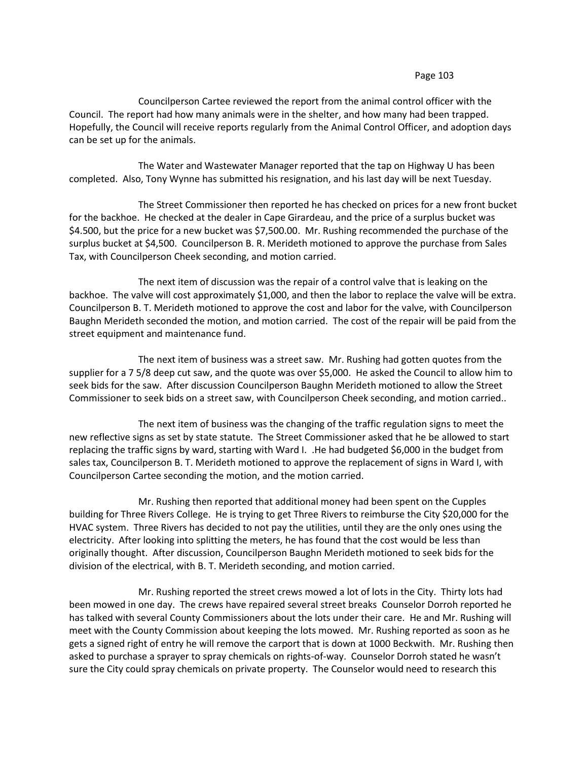Councilperson Cartee reviewed the report from the animal control officer with the Council. The report had how many animals were in the shelter, and how many had been trapped. Hopefully, the Council will receive reports regularly from the Animal Control Officer, and adoption days can be set up for the animals.

The Water and Wastewater Manager reported that the tap on Highway U has been completed. Also, Tony Wynne has submitted his resignation, and his last day will be next Tuesday.

The Street Commissioner then reported he has checked on prices for a new front bucket for the backhoe. He checked at the dealer in Cape Girardeau, and the price of a surplus bucket was $4.500, but the price for a new bucket was $7,500.00. Mr. Rushing recommended the purchase of the surplus bucket at $4,500. Councilperson B. R. Merideth motioned to approve the purchase from Sales Tax, with Councilperson Cheek seconding, and motion carried.

The next item of discussion was the repair of a control valve that is leaking on the backhoe. The valve will cost approximately $1,000, and then the labor to replace the valve will be extra. Councilperson B. T. Merideth motioned to approve the cost and labor for the valve, with Councilperson Baughn Merideth seconded the motion, and motion carried. The cost of the repair will be paid from the street equipment and maintenance fund.

The next item of business was a street saw. Mr. Rushing had gotten quotes from the supplier for a 7 5/8 deep cut saw, and the quote was over $5,000. He asked the Council to allow him to seek bids for the saw. After discussion Councilperson Baughn Merideth motioned to allow the Street Commissioner to seek bids on a street saw, with Councilperson Cheek seconding, and motion carried..

The next item of business was the changing of the traffic regulation signs to meet the new reflective signs as set by state statute. The Street Commissioner asked that he be allowed to start replacing the traffic signs by ward, starting with Ward I. .He had budgeted $6,000 in the budget from sales tax, Councilperson B. T. Merideth motioned to approve the replacement of signs in Ward I, with Councilperson Cartee seconding the motion, and the motion carried.

Mr. Rushing then reported that additional money had been spent on the Cupples building for Three Rivers College. He is trying to get Three Rivers to reimburse the City $20,000 for the HVAC system. Three Rivers has decided to not pay the utilities, until they are the only ones using the electricity. After looking into splitting the meters, he has found that the cost would be less than originally thought. After discussion, Councilperson Baughn Merideth motioned to seek bids for the division of the electrical, with B. T. Merideth seconding, and motion carried.

Mr. Rushing reported the street crews mowed a lot of lots in the City. Thirty lots had been mowed in one day. The crews have repaired several street breaks Counselor Dorroh reported he has talked with several County Commissioners about the lots under their care. He and Mr. Rushing will meet with the County Commission about keeping the lots mowed. Mr. Rushing reported as soon as he gets a signed right of entry he will remove the carport that is down at 1000 Beckwith. Mr. Rushing then asked to purchase a sprayer to spray chemicals on rights-of-way. Counselor Dorroh stated he wasn't sure the City could spray chemicals on private property. The Counselor would need to research this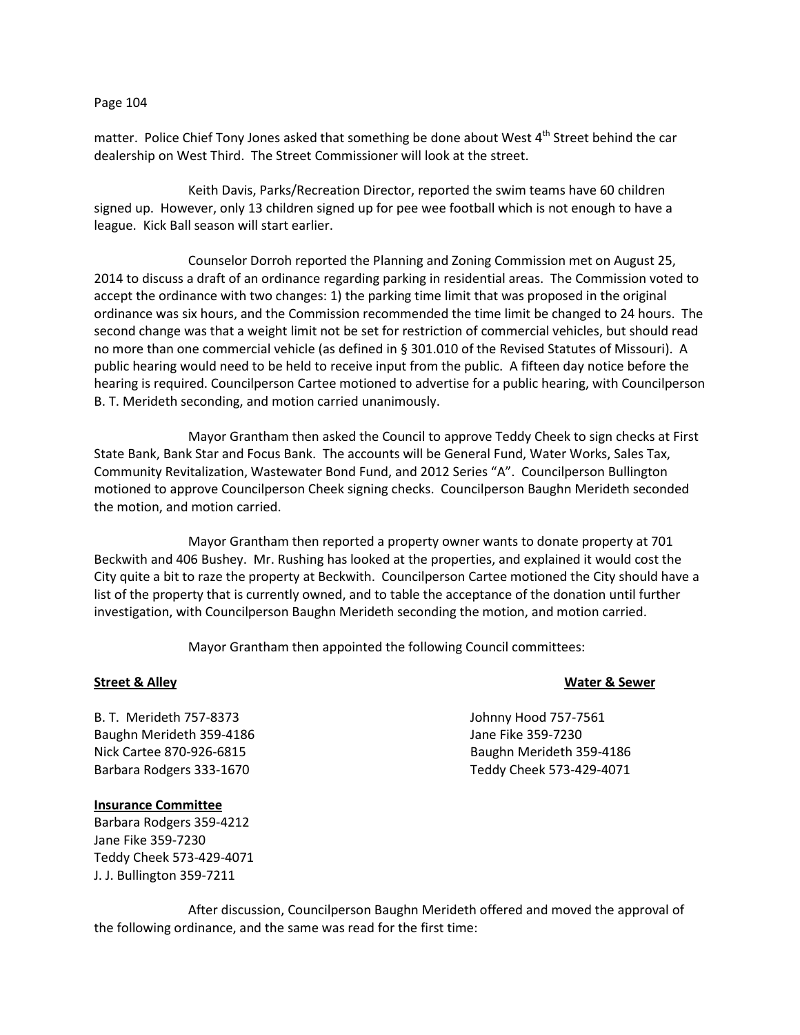matter. Police Chief Tony Jones asked that something be done about West 4th Street behind the car dealership on West Third. The Street Commissioner will look at the street.

Keith Davis, Parks/Recreation Director, reported the swim teams have 60 children signed up. However, only 13 children signed up for pee wee football which is not enough to have a league. Kick Ball season will start earlier.

Counselor Dorroh reported the Planning and Zoning Commission met on August 25, 2014 to discuss a draft of an ordinance regarding parking in residential areas. The Commission voted to accept the ordinance with two changes: 1) the parking time limit that was proposed in the original ordinance was six hours, and the Commission recommended the time limit be changed to 24 hours. The second change was that a weight limit not be set for restriction of commercial vehicles, but should read no more than one commercial vehicle (as defined in § 301.010 of the Revised Statutes of Missouri). A public hearing would need to be held to receive input from the public. A fifteen day notice before the hearing is required. Councilperson Cartee motioned to advertise for a public hearing, with Councilperson B. T. Merideth seconding, and motion carried unanimously.

Mayor Grantham then asked the Council to approve Teddy Cheek to sign checks at First State Bank, Bank Star and Focus Bank. The accounts will be General Fund, Water Works, Sales Tax, Community Revitalization, Wastewater Bond Fund, and 2012 Series "A". Councilperson Bullington motioned to approve Councilperson Cheek signing checks. Councilperson Baughn Merideth seconded the motion, and motion carried.

Mayor Grantham then reported a property owner wants to donate property at 701 Beckwith and 406 Bushey. Mr. Rushing has looked at the properties, and explained it would cost the City quite a bit to raze the property at Beckwith. Councilperson Cartee motioned the City should have a list of the property that is currently owned, and to table the acceptance of the donation until further investigation, with Councilperson Baughn Merideth seconding the motion, and motion carried.

Mayor Grantham then appointed the following Council committees:

**Street & Alley**

B. T. Merideth 757-8373
Baughn Merideth 359-4186
Nick Cartee 870-926-6815
Barbara Rodgers 333-1670

**Water & Sewer**

Johnny Hood 757-7561
Jane Fike 359-7230
Baughn Merideth 359-4186
Teddy Cheek 573-429-4071

**Insurance Committee**

Barbara Rodgers 359-4212
Jane Fike 359-7230
Teddy Cheek 573-429-4071
J. J. Bullington 359-7211

After discussion, Councilperson Baughn Merideth offered and moved the approval of the following ordinance, and the same was read for the first time: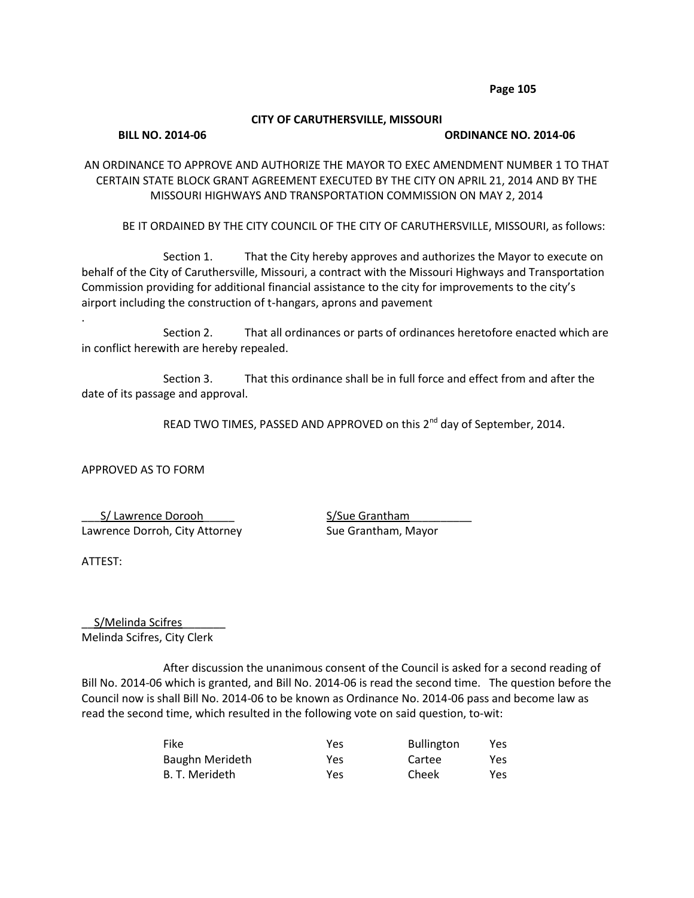**CITY OF CARUTHERSVILLE, MISSOURI**

**BILL NO. 2014-06** **ORDINANCE NO. 2014-06**

AN ORDINANCE TO APPROVE AND AUTHORIZE THE MAYOR TO EXEC AMENDMENT NUMBER 1 TO THAT CERTAIN STATE BLOCK GRANT AGREEMENT EXECUTED BY THE CITY ON APRIL 21, 2014 AND BY THE MISSOURI HIGHWAYS AND TRANSPORTATION COMMISSION ON MAY 2, 2014

BE IT ORDAINED BY THE CITY COUNCIL OF THE CITY OF CARUTHERSVILLE, MISSOURI, as follows:

Section 1. That the City hereby approves and authorizes the Mayor to execute on behalf of the City of Caruthersville, Missouri, a contract with the Missouri Highways and Transportation Commission providing for additional financial assistance to the city for improvements to the city's airport including the construction of t-hangars, aprons and pavement

.

Section 2. That all ordinances or parts of ordinances heretofore enacted which are in conflict herewith are hereby repealed.

Section 3. That this ordinance shall be in full force and effect from and after the date of its passage and approval.

READ TWO TIMES, PASSED AND APPROVED on this 2nd day of September, 2014.

APPROVED AS TO FORM

S/ Lawrence Dorooh
Lawrence Dorroh, City Attorney

S/Sue Grantham
Sue Grantham, Mayor

ATTEST:

S/Melinda Scifres
Melinda Scifres, City Clerk

After discussion the unanimous consent of the Council is asked for a second reading of Bill No. 2014-06 which is granted, and Bill No. 2014-06 is read the second time. The question before the Council now is shall Bill No. 2014-06 to be known as Ordinance No. 2014-06 pass and become law as read the second time, which resulted in the following vote on said question, to-wit:

| | | | |
|---|---|---|---|
| Fike | Yes | Bullington | Yes |
| Baughn Merideth | Yes | Cartee | Yes |
| B. T. Merideth | Yes | Cheek | Yes |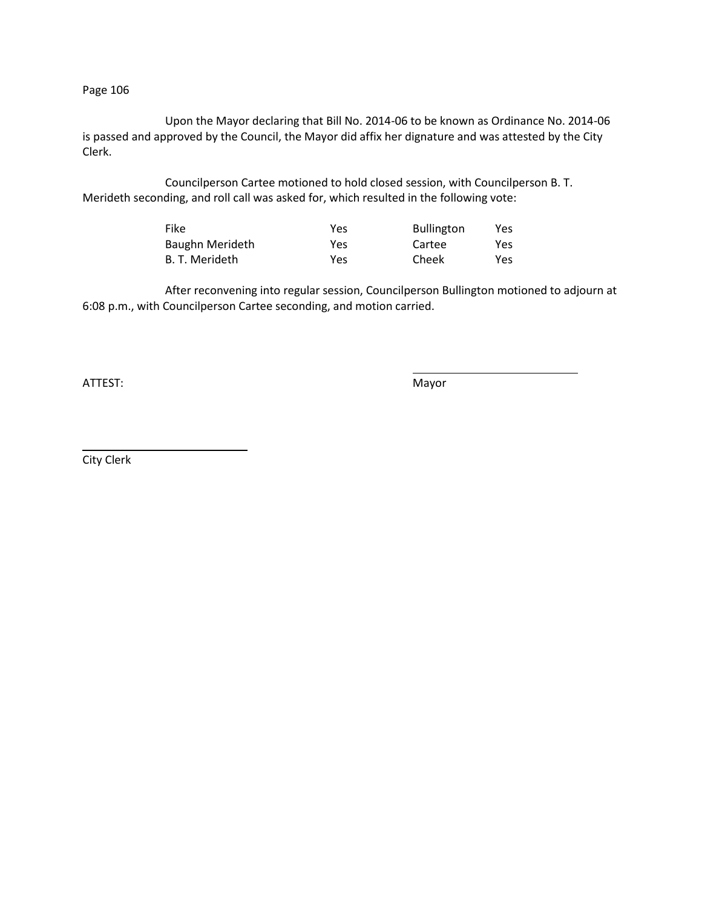Upon the Mayor declaring that Bill No. 2014-06 to be known as Ordinance No. 2014-06 is passed and approved by the Council, the Mayor did affix her dignature and was attested by the City Clerk.

Councilperson Cartee motioned to hold closed session, with Councilperson B. T. Merideth seconding, and roll call was asked for, which resulted in the following vote:

| | | | |
|---|---|---|---|
| Fike | Yes | Bullington | Yes |
| Baughn Merideth | Yes | Cartee | Yes |
| B. T. Merideth | Yes | Cheek | Yes |

After reconvening into regular session, Councilperson Bullington motioned to adjourn at 6:08 p.m., with Councilperson Cartee seconding, and motion carried.

ATTEST:

\_\_\_\_\_\_\_\_\_\_\_\_\_\_\_\_\_\_\_\_\_\_\_\_\_\_\_\_
Mayor

\_\_\_\_\_\_\_\_\_\_\_\_\_\_\_\_\_\_\_\_\_\_\_\_\_\_\_\_
City Clerk